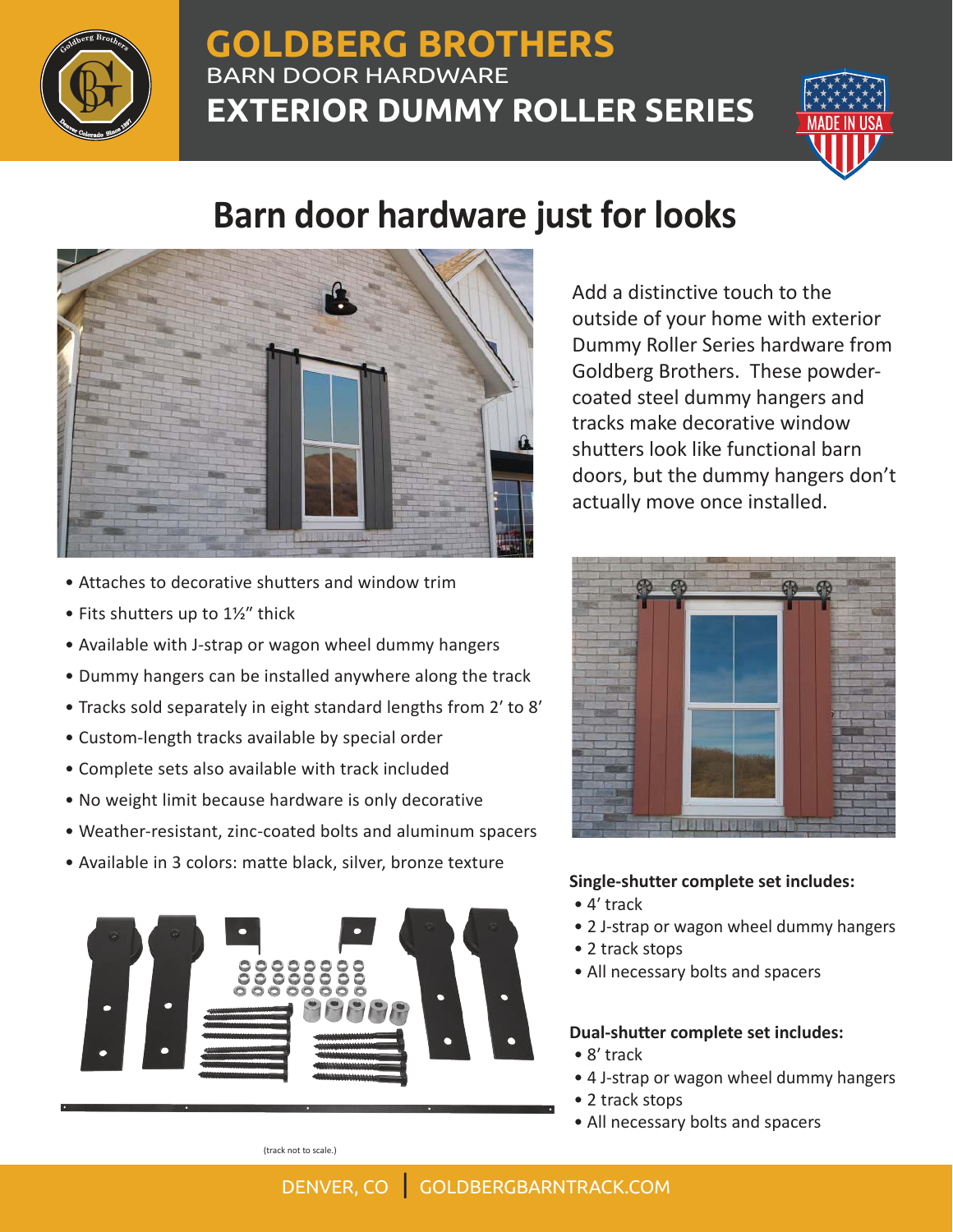# GOLDBERG BROTHERS

BARN DOOR HARDWARE

## EXTERIOR DUMMY ROLLER SERIES

MADE IN USA

# Barn door hardware just for looks

Add a distinctive touch to the outside of your home with exterior Dummy Roller Series hardware from Goldberg Brothers. These powder-coated steel dummy hangers and tracks make decorative window shutters look like functional barn doors, but the dummy hangers don't actually move once installed.

- Attaches to decorative shutters and window trim
- Fits shutters up to 1½" thick
- Available with J-strap or wagon wheel dummy hangers
- Dummy hangers can be installed anywhere along the track
- Tracks sold separately in eight standard lengths from 2' to 8'
- Custom-length tracks available by special order
- Complete sets also available with track included
- No weight limit because hardware is only decorative
- Weather-resistant, zinc-coated bolts and aluminum spacers
- Available in 3 colors: matte black, silver, bronze texture

**Single-shutter complete set includes:**

- 4' track
- 2 J-strap or wagon wheel dummy hangers
- 2 track stops
- All necessary bolts and spacers

**Dual-shutter complete set includes:**

- 8' track
- 4 J-strap or wagon wheel dummy hangers
- 2 track stops
- All necessary bolts and spacers

(track not to scale.)

DENVER, CO | GOLDBERGBARNTRACK.COM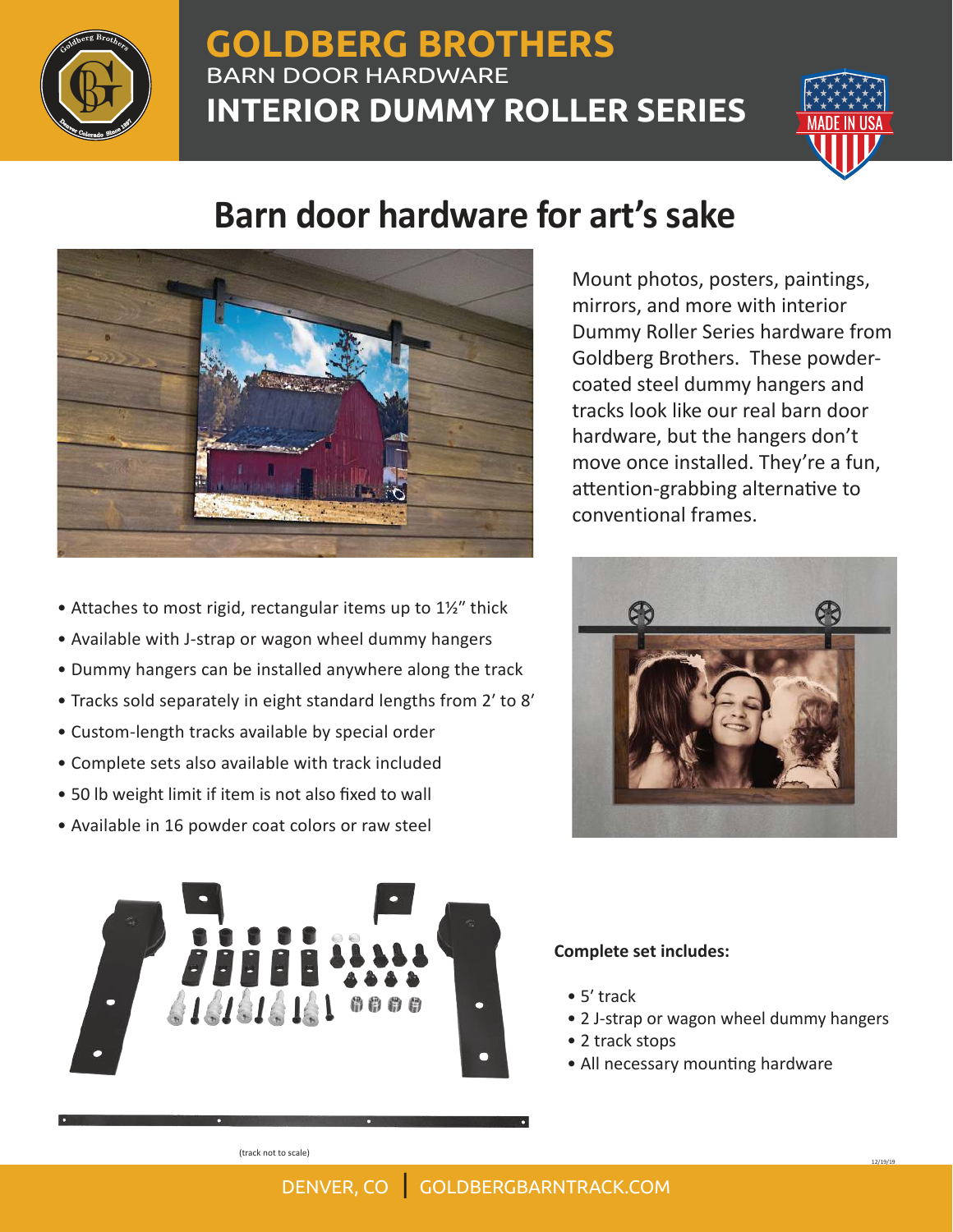# GOLDBERG BROTHERS

BARN DOOR HARDWARE

## INTERIOR DUMMY ROLLER SERIES

MADE IN USA

## Barn door hardware for art's sake

Mount photos, posters, paintings, mirrors, and more with interior Dummy Roller Series hardware from Goldberg Brothers. These powder-coated steel dummy hangers and tracks look like our real barn door hardware, but the hangers don't move once installed. They're a fun, attention-grabbing alternative to conventional frames.

- Attaches to most rigid, rectangular items up to 1½" thick
- Available with J-strap or wagon wheel dummy hangers
- Dummy hangers can be installed anywhere along the track
- Tracks sold separately in eight standard lengths from 2' to 8'
- Custom-length tracks available by special order
- Complete sets also available with track included
- 50 lb weight limit if item is not also fixed to wall
- Available in 16 powder coat colors or raw steel

**Complete set includes:**

- 5' track
- 2 J-strap or wagon wheel dummy hangers
- 2 track stops
- All necessary mounting hardware

(track not to scale)

12/19/19

DENVER, CO | GOLDBERGBARNTRACK.COM